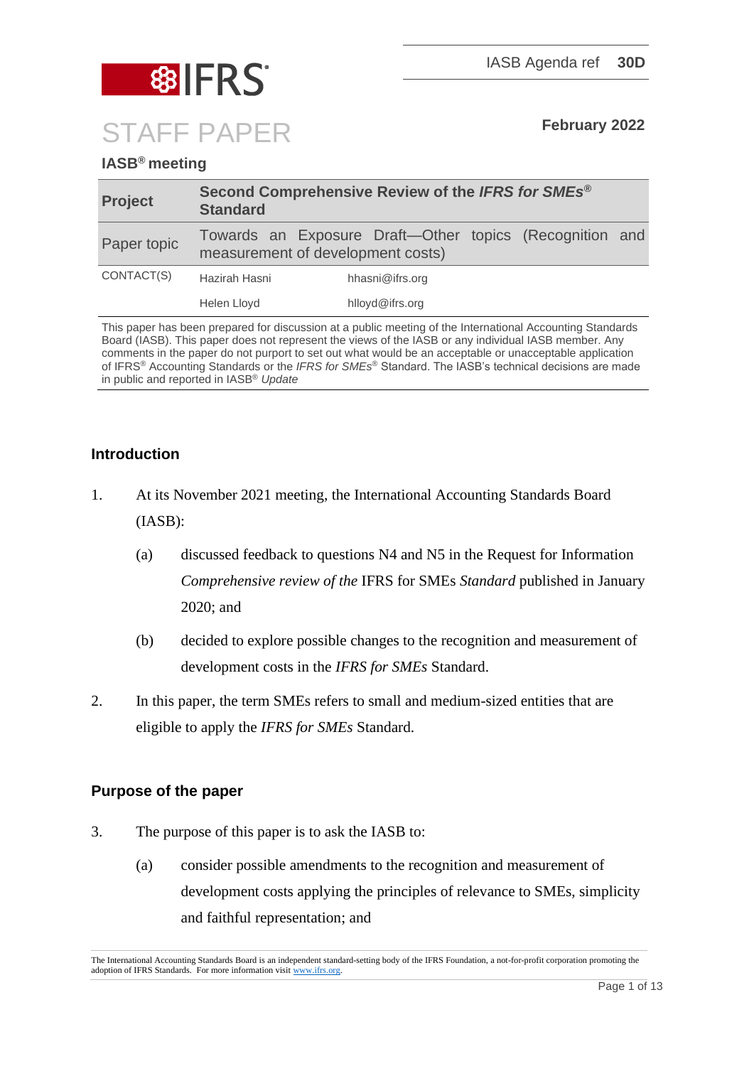IASB Agenda ref **30D**

# STAFF PAPER

**February 2022**

**IASB® meeting**

| **Project** | **Second Comprehensive Review of the *IFRS for SMEs®* Standard** | |
|---|---|---|
| Paper topic | Towards an Exposure Draft—Other topics (Recognition and measurement of development costs) | |
| CONTACT(S) | Hazirah Hasni | hhasni@ifrs.org |
| | Helen Lloyd | hlloyd@ifrs.org |

This paper has been prepared for discussion at a public meeting of the International Accounting Standards Board (IASB). This paper does not represent the views of the IASB or any individual IASB member. Any comments in the paper do not purport to set out what would be an acceptable or unacceptable application of IFRS® Accounting Standards or the *IFRS for SMEs®* Standard. The IASB's technical decisions are made in public and reported in IASB® *Update*

## Introduction

1. At its November 2021 meeting, the International Accounting Standards Board (IASB):
   (a) discussed feedback to questions N4 and N5 in the Request for Information *Comprehensive review of the* IFRS for SMEs *Standard* published in January 2020; and
   (b) decided to explore possible changes to the recognition and measurement of development costs in the *IFRS for SMEs* Standard.

2. In this paper, the term SMEs refers to small and medium-sized entities that are eligible to apply the *IFRS for SMEs* Standard.

## Purpose of the paper

3. The purpose of this paper is to ask the IASB to:
   (a) consider possible amendments to the recognition and measurement of development costs applying the principles of relevance to SMEs, simplicity and faithful representation; and

The International Accounting Standards Board is an independent standard-setting body of the IFRS Foundation, a not-for-profit corporation promoting the adoption of IFRS Standards. For more information visit www.ifrs.org.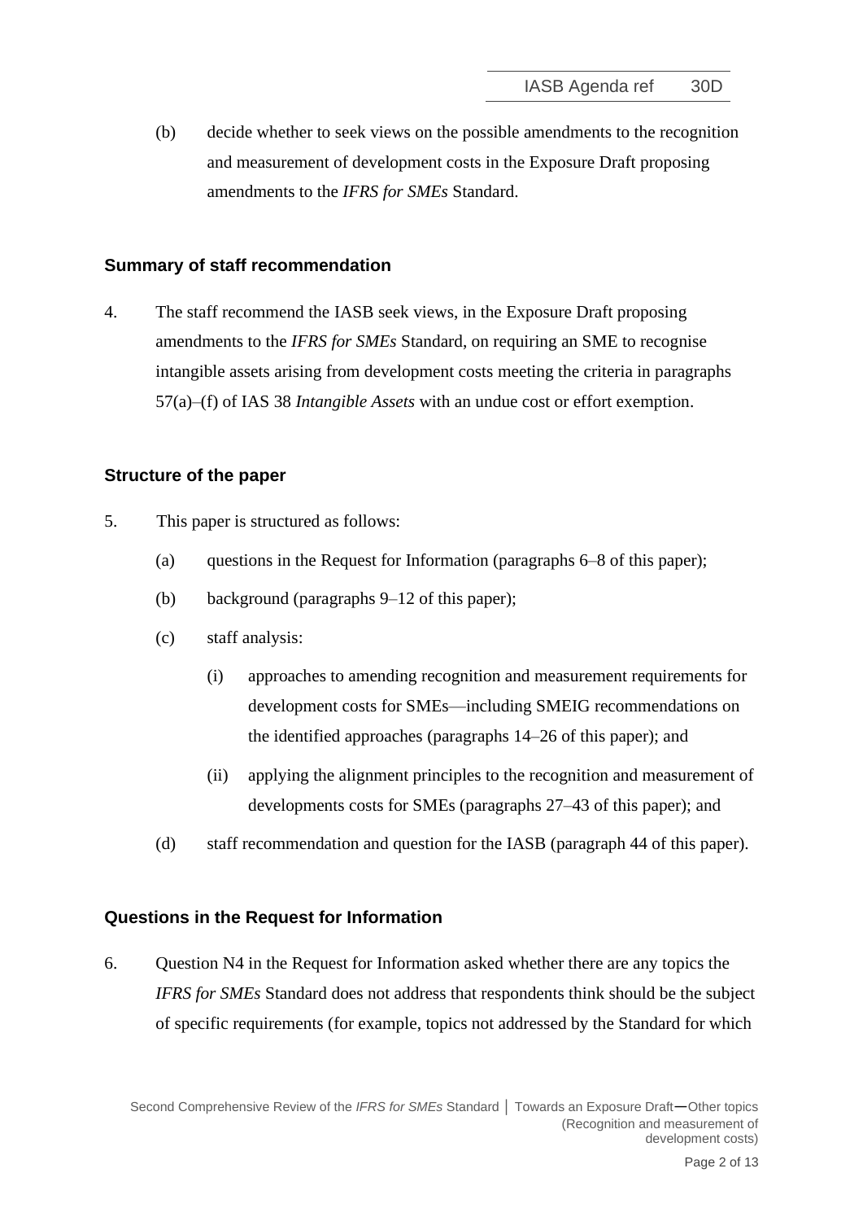(b) decide whether to seek views on the possible amendments to the recognition and measurement of development costs in the Exposure Draft proposing amendments to the *IFRS for SMEs* Standard.

## Summary of staff recommendation

4. The staff recommend the IASB seek views, in the Exposure Draft proposing amendments to the *IFRS for SMEs* Standard, on requiring an SME to recognise intangible assets arising from development costs meeting the criteria in paragraphs 57(a)–(f) of IAS 38 *Intangible Assets* with an undue cost or effort exemption.

## Structure of the paper

5. This paper is structured as follows:

   (a) questions in the Request for Information (paragraphs 6–8 of this paper);

   (b) background (paragraphs 9–12 of this paper);

   (c) staff analysis:

      (i) approaches to amending recognition and measurement requirements for development costs for SMEs—including SMEIG recommendations on the identified approaches (paragraphs 14–26 of this paper); and

      (ii) applying the alignment principles to the recognition and measurement of developments costs for SMEs (paragraphs 27–43 of this paper); and

   (d) staff recommendation and question for the IASB (paragraph 44 of this paper).

## Questions in the Request for Information

6. Question N4 in the Request for Information asked whether there are any topics the *IFRS for SMEs* Standard does not address that respondents think should be the subject of specific requirements (for example, topics not addressed by the Standard for which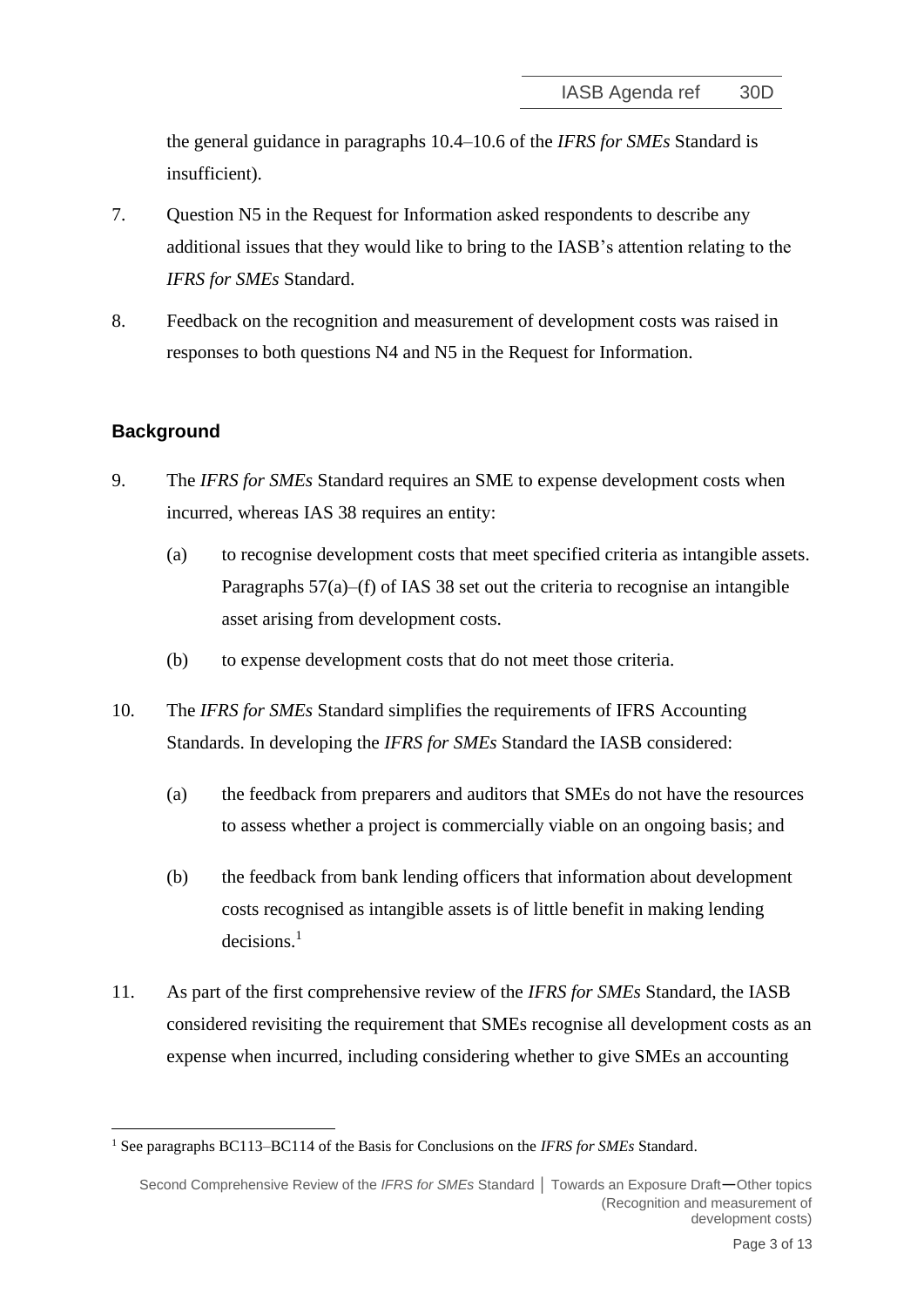the general guidance in paragraphs 10.4–10.6 of the *IFRS for SMEs* Standard is insufficient).

7. Question N5 in the Request for Information asked respondents to describe any additional issues that they would like to bring to the IASB's attention relating to the *IFRS for SMEs* Standard.

8. Feedback on the recognition and measurement of development costs was raised in responses to both questions N4 and N5 in the Request for Information.

## Background

9. The *IFRS for SMEs* Standard requires an SME to expense development costs when incurred, whereas IAS 38 requires an entity:

   (a) to recognise development costs that meet specified criteria as intangible assets. Paragraphs 57(a)–(f) of IAS 38 set out the criteria to recognise an intangible asset arising from development costs.

   (b) to expense development costs that do not meet those criteria.

10. The *IFRS for SMEs* Standard simplifies the requirements of IFRS Accounting Standards. In developing the *IFRS for SMEs* Standard the IASB considered:

    (a) the feedback from preparers and auditors that SMEs do not have the resources to assess whether a project is commercially viable on an ongoing basis; and

    (b) the feedback from bank lending officers that information about development costs recognised as intangible assets is of little benefit in making lending decisions.[1]

11. As part of the first comprehensive review of the *IFRS for SMEs* Standard, the IASB considered revisiting the requirement that SMEs recognise all development costs as an expense when incurred, including considering whether to give SMEs an accounting

[1] See paragraphs BC113–BC114 of the Basis for Conclusions on the *IFRS for SMEs* Standard.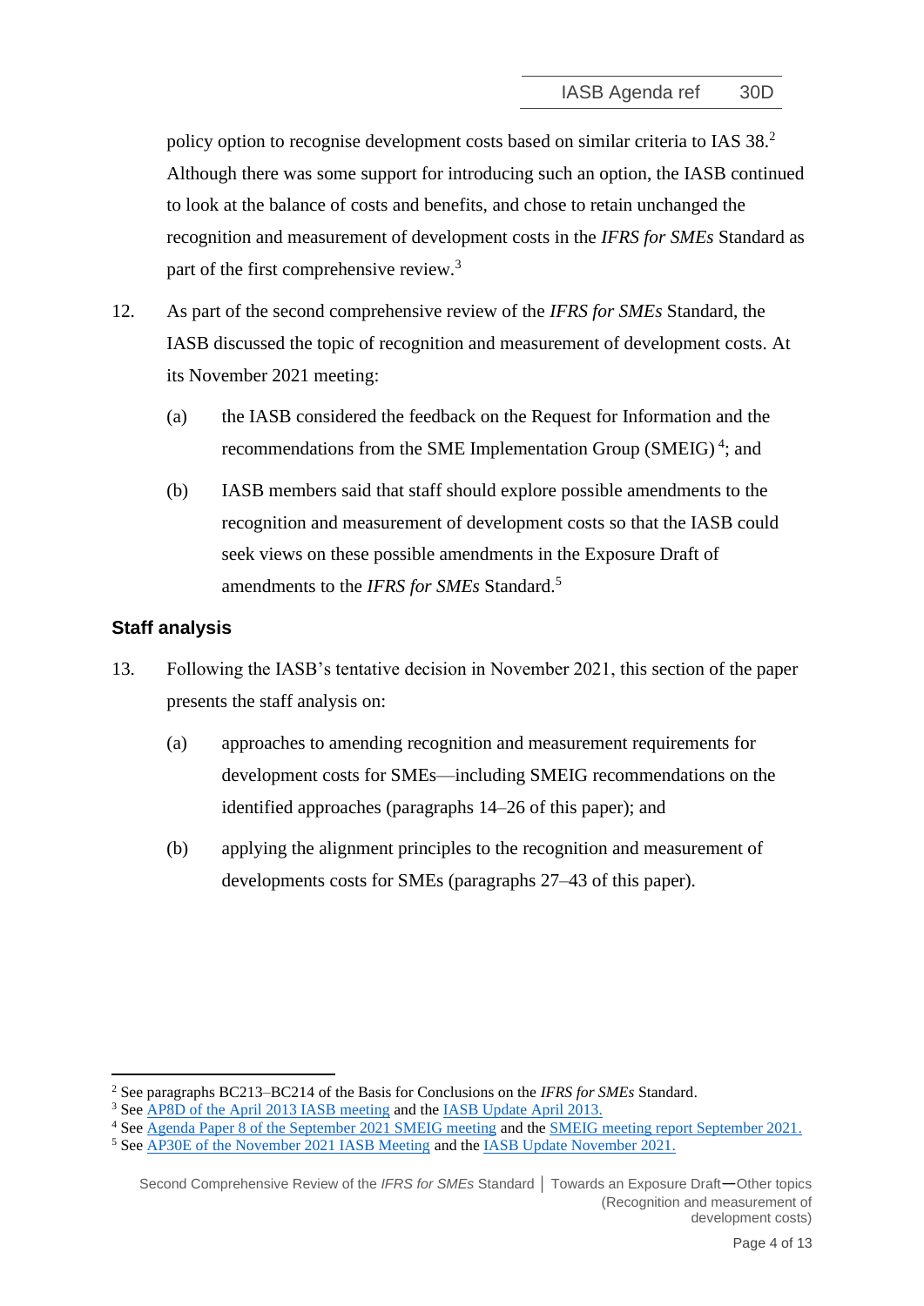policy option to recognise development costs based on similar criteria to IAS 38.[2] Although there was some support for introducing such an option, the IASB continued to look at the balance of costs and benefits, and chose to retain unchanged the recognition and measurement of development costs in the *IFRS for SMEs* Standard as part of the first comprehensive review.[3]

12. As part of the second comprehensive review of the *IFRS for SMEs* Standard, the IASB discussed the topic of recognition and measurement of development costs. At its November 2021 meeting:

    (a) the IASB considered the feedback on the Request for Information and the recommendations from the SME Implementation Group (SMEIG)[4]; and

    (b) IASB members said that staff should explore possible amendments to the recognition and measurement of development costs so that the IASB could seek views on these possible amendments in the Exposure Draft of amendments to the *IFRS for SMEs* Standard.[5]

## Staff analysis

13. Following the IASB's tentative decision in November 2021, this section of the paper presents the staff analysis on:

    (a) approaches to amending recognition and measurement requirements for development costs for SMEs—including SMEIG recommendations on the identified approaches (paragraphs 14–26 of this paper); and

    (b) applying the alignment principles to the recognition and measurement of developments costs for SMEs (paragraphs 27–43 of this paper).

---

[2] See paragraphs BC213–BC214 of the Basis for Conclusions on the *IFRS for SMEs* Standard.

[3] See AP8D of the April 2013 IASB meeting and the IASB Update April 2013.

[4] See Agenda Paper 8 of the September 2021 SMEIG meeting and the SMEIG meeting report September 2021.

[5] See AP30E of the November 2021 IASB Meeting and the IASB Update November 2021.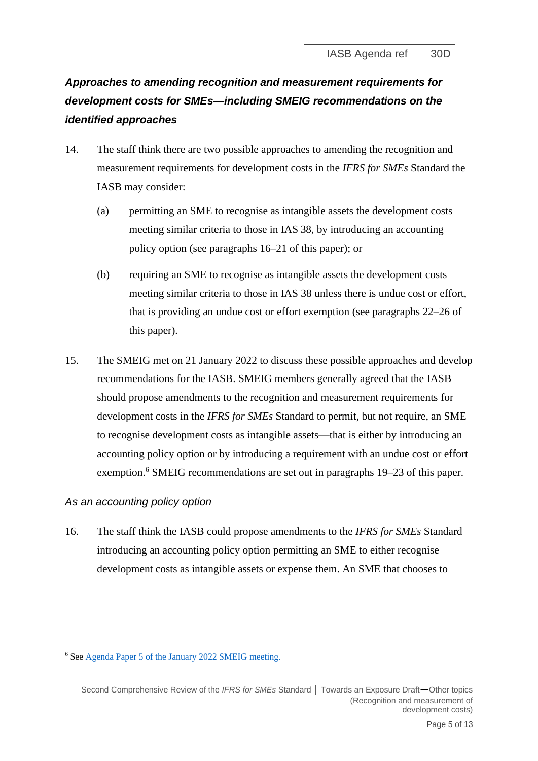### *Approaches to amending recognition and measurement requirements for development costs for SMEs—including SMEIG recommendations on the identified approaches*

14. The staff think there are two possible approaches to amending the recognition and measurement requirements for development costs in the *IFRS for SMEs* Standard the IASB may consider:

    (a) permitting an SME to recognise as intangible assets the development costs meeting similar criteria to those in IAS 38, by introducing an accounting policy option (see paragraphs 16–21 of this paper); or

    (b) requiring an SME to recognise as intangible assets the development costs meeting similar criteria to those in IAS 38 unless there is undue cost or effort, that is providing an undue cost or effort exemption (see paragraphs 22–26 of this paper).

15. The SMEIG met on 21 January 2022 to discuss these possible approaches and develop recommendations for the IASB. SMEIG members generally agreed that the IASB should propose amendments to the recognition and measurement requirements for development costs in the *IFRS for SMEs* Standard to permit, but not require, an SME to recognise development costs as intangible assets—that is either by introducing an accounting policy option or by introducing a requirement with an undue cost or effort exemption.[6] SMEIG recommendations are set out in paragraphs 19–23 of this paper.

*As an accounting policy option*

16. The staff think the IASB could propose amendments to the *IFRS for SMEs* Standard introducing an accounting policy option permitting an SME to either recognise development costs as intangible assets or expense them. An SME that chooses to

---

[6] See Agenda Paper 5 of the January 2022 SMEIG meeting.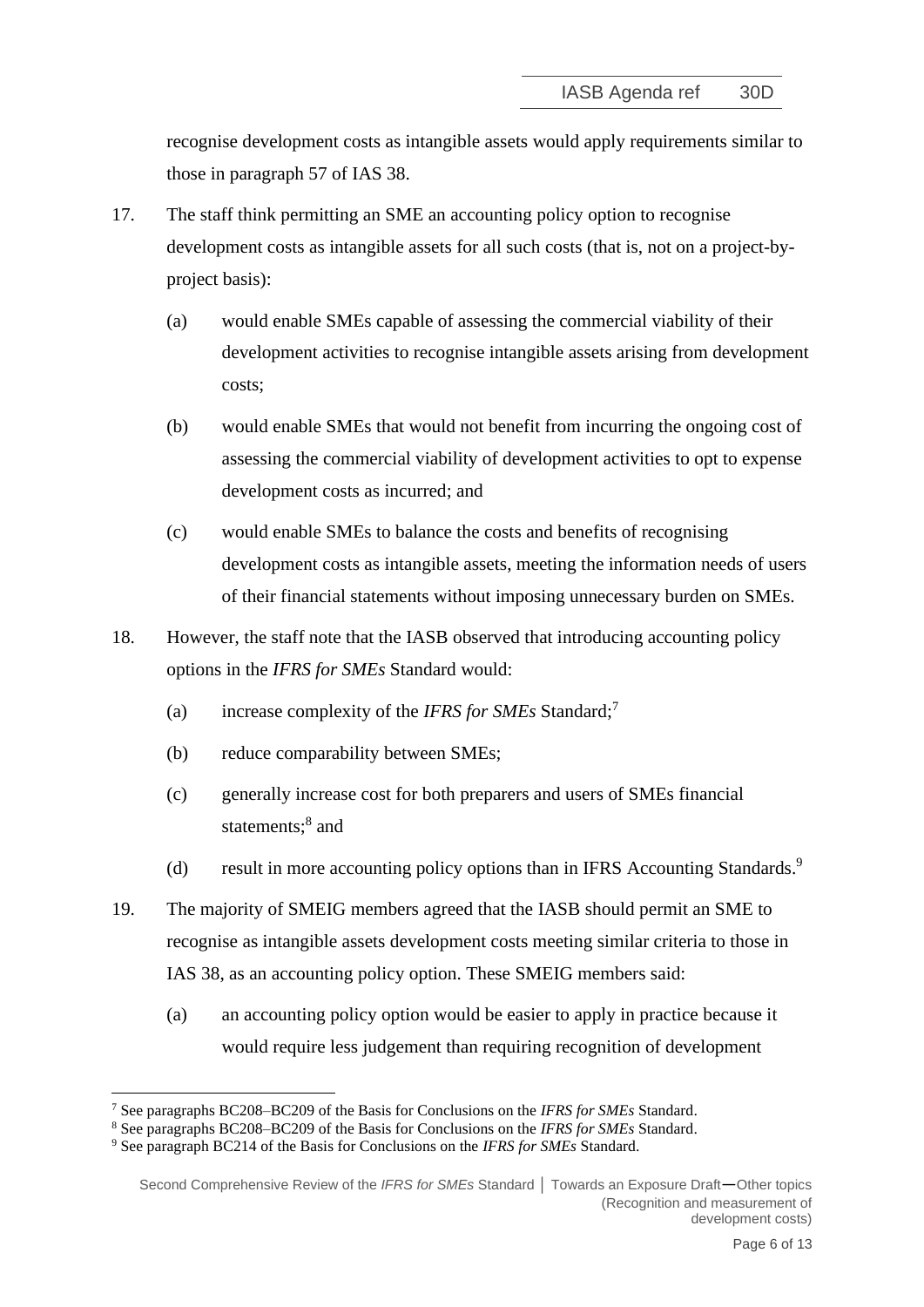recognise development costs as intangible assets would apply requirements similar to those in paragraph 57 of IAS 38.

17. The staff think permitting an SME an accounting policy option to recognise development costs as intangible assets for all such costs (that is, not on a project-by-project basis):

    (a) would enable SMEs capable of assessing the commercial viability of their development activities to recognise intangible assets arising from development costs;

    (b) would enable SMEs that would not benefit from incurring the ongoing cost of assessing the commercial viability of development activities to opt to expense development costs as incurred; and

    (c) would enable SMEs to balance the costs and benefits of recognising development costs as intangible assets, meeting the information needs of users of their financial statements without imposing unnecessary burden on SMEs.

18. However, the staff note that the IASB observed that introducing accounting policy options in the *IFRS for SMEs* Standard would:

    (a) increase complexity of the *IFRS for SMEs* Standard;[7]

    (b) reduce comparability between SMEs;

    (c) generally increase cost for both preparers and users of SMEs financial statements;[8] and

    (d) result in more accounting policy options than in IFRS Accounting Standards.[9]

19. The majority of SMEIG members agreed that the IASB should permit an SME to recognise as intangible assets development costs meeting similar criteria to those in IAS 38, as an accounting policy option. These SMEIG members said:

    (a) an accounting policy option would be easier to apply in practice because it would require less judgement than requiring recognition of development

---

[7] See paragraphs BC208–BC209 of the Basis for Conclusions on the *IFRS for SMEs* Standard.

[8] See paragraphs BC208–BC209 of the Basis for Conclusions on the *IFRS for SMEs* Standard.

[9] See paragraph BC214 of the Basis for Conclusions on the *IFRS for SMEs* Standard.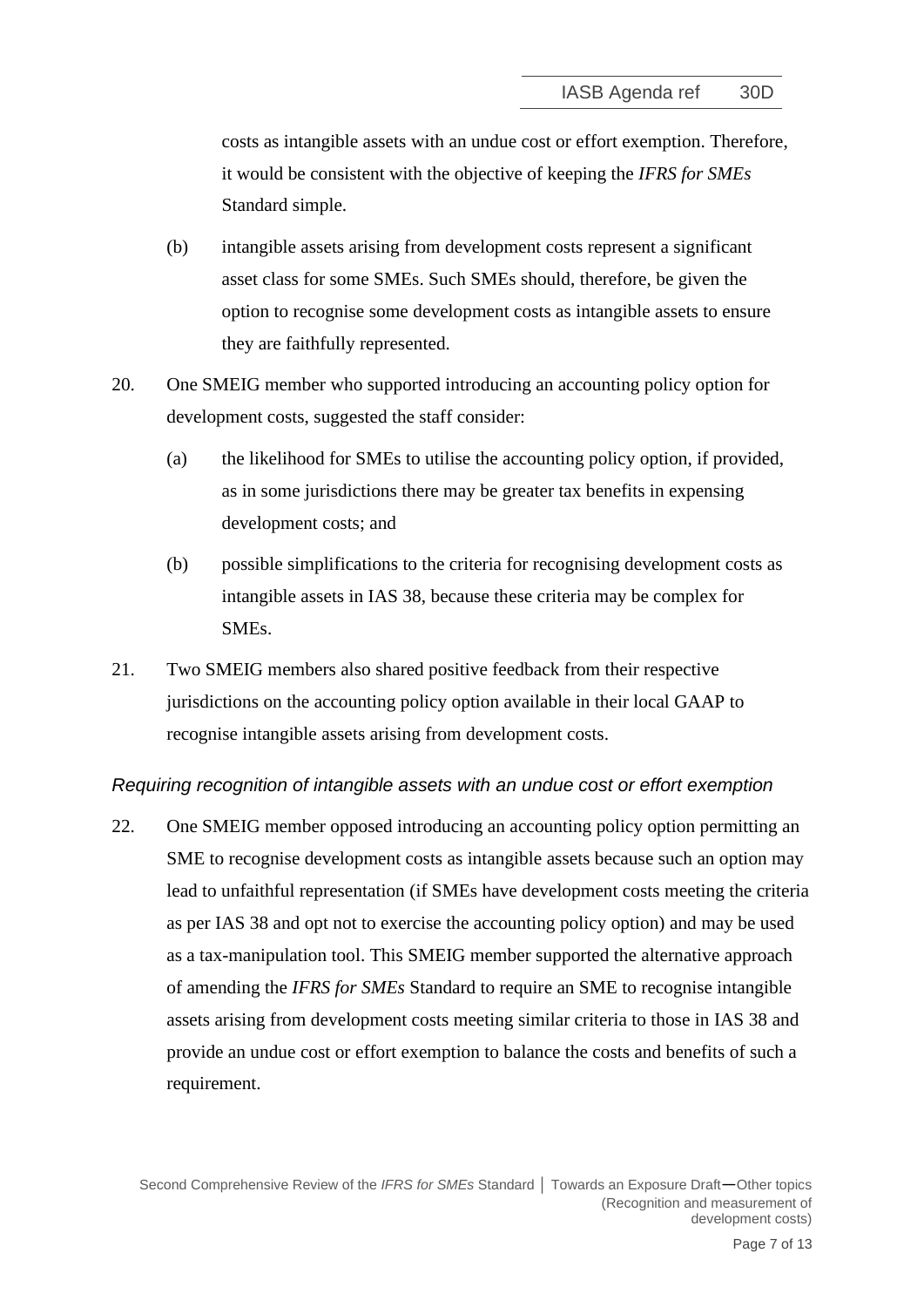costs as intangible assets with an undue cost or effort exemption. Therefore, it would be consistent with the objective of keeping the *IFRS for SMEs* Standard simple.

(b) intangible assets arising from development costs represent a significant asset class for some SMEs. Such SMEs should, therefore, be given the option to recognise some development costs as intangible assets to ensure they are faithfully represented.

20. One SMEIG member who supported introducing an accounting policy option for development costs, suggested the staff consider:

    (a) the likelihood for SMEs to utilise the accounting policy option, if provided, as in some jurisdictions there may be greater tax benefits in expensing development costs; and

    (b) possible simplifications to the criteria for recognising development costs as intangible assets in IAS 38, because these criteria may be complex for SMEs.

21. Two SMEIG members also shared positive feedback from their respective jurisdictions on the accounting policy option available in their local GAAP to recognise intangible assets arising from development costs.

*Requiring recognition of intangible assets with an undue cost or effort exemption*

22. One SMEIG member opposed introducing an accounting policy option permitting an SME to recognise development costs as intangible assets because such an option may lead to unfaithful representation (if SMEs have development costs meeting the criteria as per IAS 38 and opt not to exercise the accounting policy option) and may be used as a tax-manipulation tool. This SMEIG member supported the alternative approach of amending the *IFRS for SMEs* Standard to require an SME to recognise intangible assets arising from development costs meeting similar criteria to those in IAS 38 and provide an undue cost or effort exemption to balance the costs and benefits of such a requirement.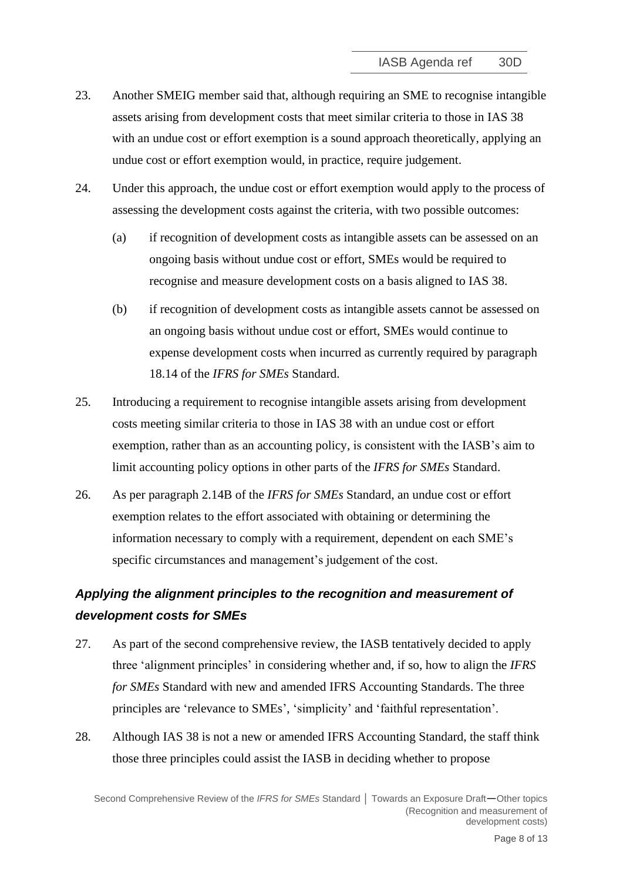23. Another SMEIG member said that, although requiring an SME to recognise intangible assets arising from development costs that meet similar criteria to those in IAS 38 with an undue cost or effort exemption is a sound approach theoretically, applying an undue cost or effort exemption would, in practice, require judgement.

24. Under this approach, the undue cost or effort exemption would apply to the process of assessing the development costs against the criteria, with two possible outcomes:

    (a) if recognition of development costs as intangible assets can be assessed on an ongoing basis without undue cost or effort, SMEs would be required to recognise and measure development costs on a basis aligned to IAS 38.

    (b) if recognition of development costs as intangible assets cannot be assessed on an ongoing basis without undue cost or effort, SMEs would continue to expense development costs when incurred as currently required by paragraph 18.14 of the *IFRS for SMEs* Standard.

25. Introducing a requirement to recognise intangible assets arising from development costs meeting similar criteria to those in IAS 38 with an undue cost or effort exemption, rather than as an accounting policy, is consistent with the IASB's aim to limit accounting policy options in other parts of the *IFRS for SMEs* Standard.

26. As per paragraph 2.14B of the *IFRS for SMEs* Standard, an undue cost or effort exemption relates to the effort associated with obtaining or determining the information necessary to comply with a requirement, dependent on each SME's specific circumstances and management's judgement of the cost.

### *Applying the alignment principles to the recognition and measurement of development costs for SMEs*

27. As part of the second comprehensive review, the IASB tentatively decided to apply three 'alignment principles' in considering whether and, if so, how to align the *IFRS for SMEs* Standard with new and amended IFRS Accounting Standards. The three principles are 'relevance to SMEs', 'simplicity' and 'faithful representation'.

28. Although IAS 38 is not a new or amended IFRS Accounting Standard, the staff think those three principles could assist the IASB in deciding whether to propose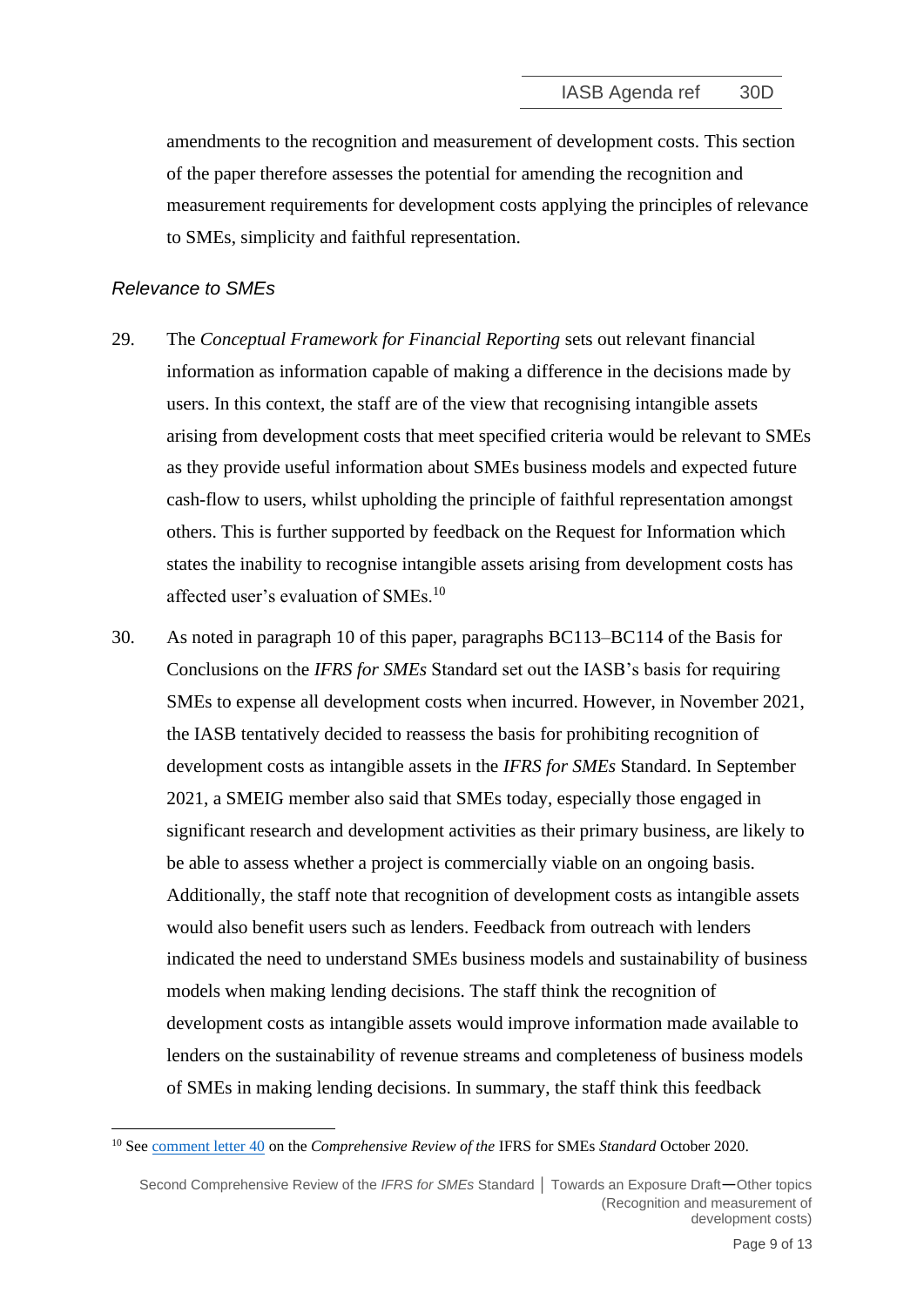amendments to the recognition and measurement of development costs. This section of the paper therefore assesses the potential for amending the recognition and measurement requirements for development costs applying the principles of relevance to SMEs, simplicity and faithful representation.

### *Relevance to SMEs*

29. The *Conceptual Framework for Financial Reporting* sets out relevant financial information as information capable of making a difference in the decisions made by users. In this context, the staff are of the view that recognising intangible assets arising from development costs that meet specified criteria would be relevant to SMEs as they provide useful information about SMEs business models and expected future cash-flow to users, whilst upholding the principle of faithful representation amongst others. This is further supported by feedback on the Request for Information which states the inability to recognise intangible assets arising from development costs has affected user's evaluation of SMEs.[10]

30. As noted in paragraph 10 of this paper, paragraphs BC113–BC114 of the Basis for Conclusions on the *IFRS for SMEs* Standard set out the IASB's basis for requiring SMEs to expense all development costs when incurred. However, in November 2021, the IASB tentatively decided to reassess the basis for prohibiting recognition of development costs as intangible assets in the *IFRS for SMEs* Standard. In September 2021, a SMEIG member also said that SMEs today, especially those engaged in significant research and development activities as their primary business, are likely to be able to assess whether a project is commercially viable on an ongoing basis. Additionally, the staff note that recognition of development costs as intangible assets would also benefit users such as lenders. Feedback from outreach with lenders indicated the need to understand SMEs business models and sustainability of business models when making lending decisions. The staff think the recognition of development costs as intangible assets would improve information made available to lenders on the sustainability of revenue streams and completeness of business models of SMEs in making lending decisions. In summary, the staff think this feedback

[10] See comment letter 40 on the *Comprehensive Review of the* IFRS for SMEs *Standard* October 2020.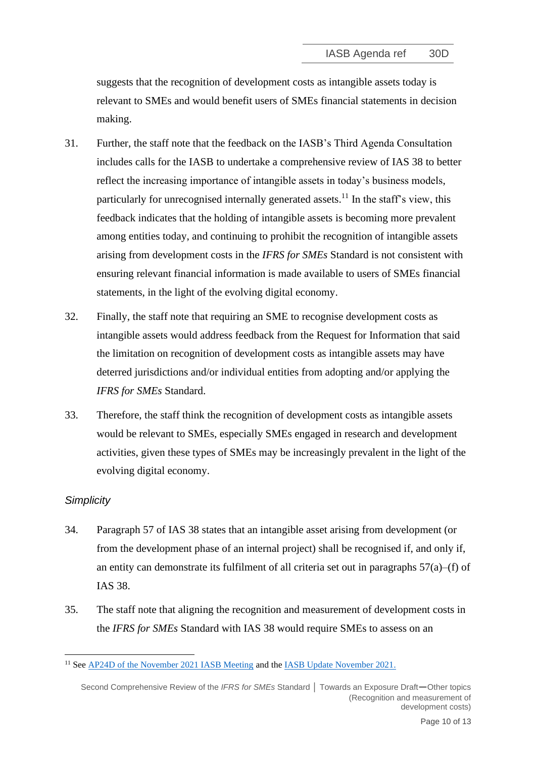suggests that the recognition of development costs as intangible assets today is relevant to SMEs and would benefit users of SMEs financial statements in decision making.

31. Further, the staff note that the feedback on the IASB's Third Agenda Consultation includes calls for the IASB to undertake a comprehensive review of IAS 38 to better reflect the increasing importance of intangible assets in today's business models, particularly for unrecognised internally generated assets.[11] In the staff's view, this feedback indicates that the holding of intangible assets is becoming more prevalent among entities today, and continuing to prohibit the recognition of intangible assets arising from development costs in the *IFRS for SMEs* Standard is not consistent with ensuring relevant financial information is made available to users of SMEs financial statements, in the light of the evolving digital economy.

32. Finally, the staff note that requiring an SME to recognise development costs as intangible assets would address feedback from the Request for Information that said the limitation on recognition of development costs as intangible assets may have deterred jurisdictions and/or individual entities from adopting and/or applying the *IFRS for SMEs* Standard.

33. Therefore, the staff think the recognition of development costs as intangible assets would be relevant to SMEs, especially SMEs engaged in research and development activities, given these types of SMEs may be increasingly prevalent in the light of the evolving digital economy.

*Simplicity*

34. Paragraph 57 of IAS 38 states that an intangible asset arising from development (or from the development phase of an internal project) shall be recognised if, and only if, an entity can demonstrate its fulfilment of all criteria set out in paragraphs 57(a)–(f) of IAS 38.

35. The staff note that aligning the recognition and measurement of development costs in the *IFRS for SMEs* Standard with IAS 38 would require SMEs to assess on an

---

[11] See AP24D of the November 2021 IASB Meeting and the IASB Update November 2021.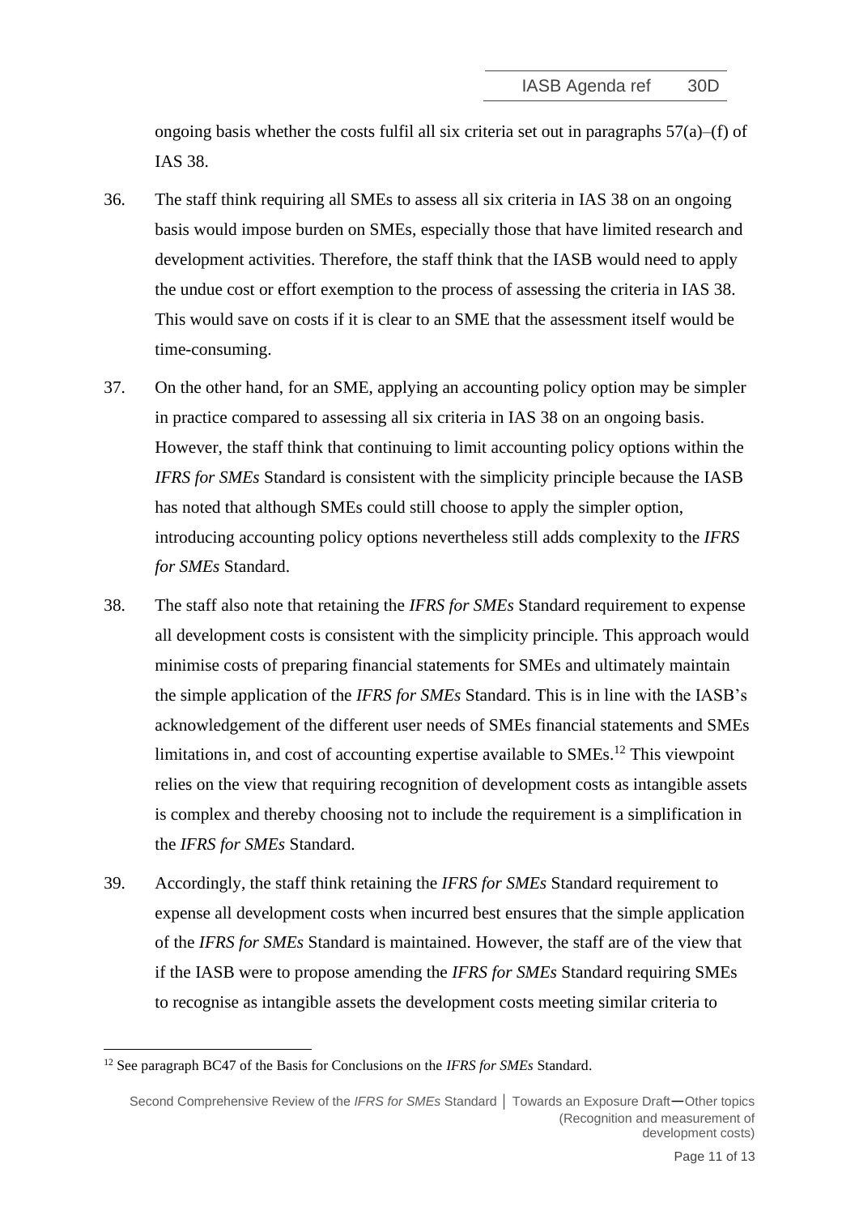ongoing basis whether the costs fulfil all six criteria set out in paragraphs 57(a)–(f) of IAS 38.

36. The staff think requiring all SMEs to assess all six criteria in IAS 38 on an ongoing basis would impose burden on SMEs, especially those that have limited research and development activities. Therefore, the staff think that the IASB would need to apply the undue cost or effort exemption to the process of assessing the criteria in IAS 38. This would save on costs if it is clear to an SME that the assessment itself would be time-consuming.

37. On the other hand, for an SME, applying an accounting policy option may be simpler in practice compared to assessing all six criteria in IAS 38 on an ongoing basis. However, the staff think that continuing to limit accounting policy options within the *IFRS for SMEs* Standard is consistent with the simplicity principle because the IASB has noted that although SMEs could still choose to apply the simpler option, introducing accounting policy options nevertheless still adds complexity to the *IFRS for SMEs* Standard.

38. The staff also note that retaining the *IFRS for SMEs* Standard requirement to expense all development costs is consistent with the simplicity principle. This approach would minimise costs of preparing financial statements for SMEs and ultimately maintain the simple application of the *IFRS for SMEs* Standard. This is in line with the IASB's acknowledgement of the different user needs of SMEs financial statements and SMEs limitations in, and cost of accounting expertise available to SMEs.[12] This viewpoint relies on the view that requiring recognition of development costs as intangible assets is complex and thereby choosing not to include the requirement is a simplification in the *IFRS for SMEs* Standard.

39. Accordingly, the staff think retaining the *IFRS for SMEs* Standard requirement to expense all development costs when incurred best ensures that the simple application of the *IFRS for SMEs* Standard is maintained. However, the staff are of the view that if the IASB were to propose amending the *IFRS for SMEs* Standard requiring SMEs to recognise as intangible assets the development costs meeting similar criteria to

---

[12] See paragraph BC47 of the Basis for Conclusions on the *IFRS for SMEs* Standard.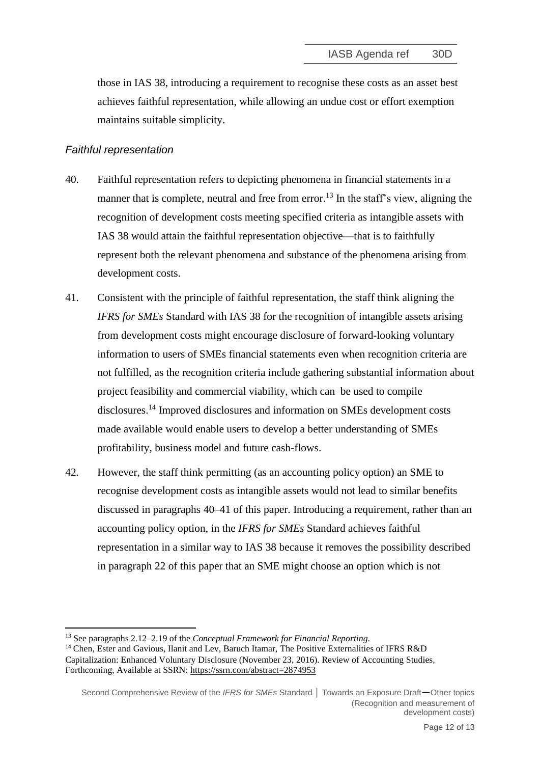those in IAS 38, introducing a requirement to recognise these costs as an asset best achieves faithful representation, while allowing an undue cost or effort exemption maintains suitable simplicity.

### *Faithful representation*

40. Faithful representation refers to depicting phenomena in financial statements in a manner that is complete, neutral and free from error.[13] In the staff's view, aligning the recognition of development costs meeting specified criteria as intangible assets with IAS 38 would attain the faithful representation objective—that is to faithfully represent both the relevant phenomena and substance of the phenomena arising from development costs.

41. Consistent with the principle of faithful representation, the staff think aligning the *IFRS for SMEs* Standard with IAS 38 for the recognition of intangible assets arising from development costs might encourage disclosure of forward-looking voluntary information to users of SMEs financial statements even when recognition criteria are not fulfilled, as the recognition criteria include gathering substantial information about project feasibility and commercial viability, which can be used to compile disclosures.[14] Improved disclosures and information on SMEs development costs made available would enable users to develop a better understanding of SMEs profitability, business model and future cash-flows.

42. However, the staff think permitting (as an accounting policy option) an SME to recognise development costs as intangible assets would not lead to similar benefits discussed in paragraphs 40–41 of this paper. Introducing a requirement, rather than an accounting policy option, in the *IFRS for SMEs* Standard achieves faithful representation in a similar way to IAS 38 because it removes the possibility described in paragraph 22 of this paper that an SME might choose an option which is not

---

[13] See paragraphs 2.12–2.19 of the *Conceptual Framework for Financial Reporting*.

[14] Chen, Ester and Gavious, Ilanit and Lev, Baruch Itamar, The Positive Externalities of IFRS R&D Capitalization: Enhanced Voluntary Disclosure (November 23, 2016). Review of Accounting Studies, Forthcoming, Available at SSRN: https://ssrn.com/abstract=2874953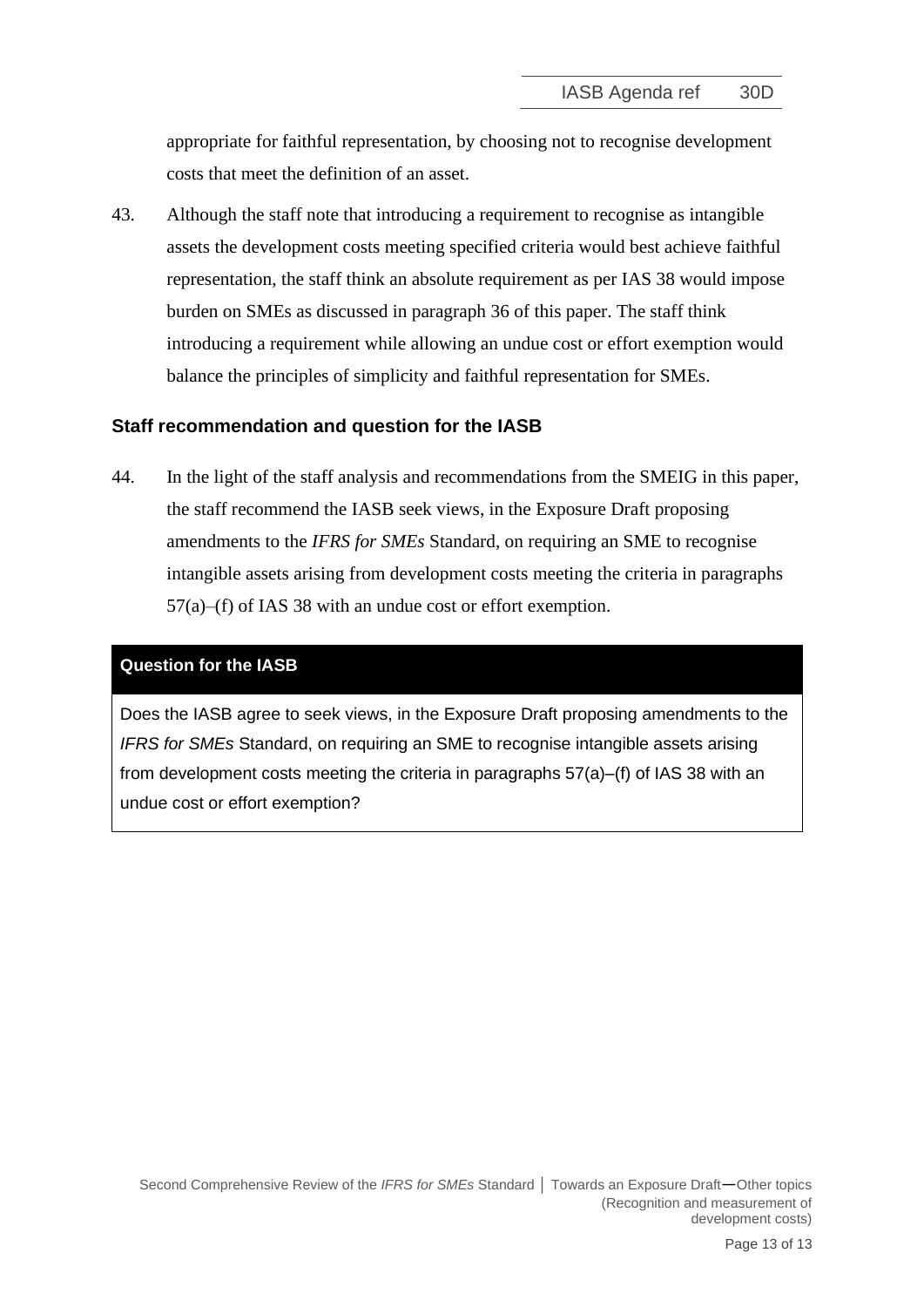appropriate for faithful representation, by choosing not to recognise development costs that meet the definition of an asset.

43. Although the staff note that introducing a requirement to recognise as intangible assets the development costs meeting specified criteria would best achieve faithful representation, the staff think an absolute requirement as per IAS 38 would impose burden on SMEs as discussed in paragraph 36 of this paper. The staff think introducing a requirement while allowing an undue cost or effort exemption would balance the principles of simplicity and faithful representation for SMEs.

## Staff recommendation and question for the IASB

44. In the light of the staff analysis and recommendations from the SMEIG in this paper, the staff recommend the IASB seek views, in the Exposure Draft proposing amendments to the *IFRS for SMEs* Standard, on requiring an SME to recognise intangible assets arising from development costs meeting the criteria in paragraphs 57(a)–(f) of IAS 38 with an undue cost or effort exemption.

**Question for the IASB**

Does the IASB agree to seek views, in the Exposure Draft proposing amendments to the *IFRS for SMEs* Standard, on requiring an SME to recognise intangible assets arising from development costs meeting the criteria in paragraphs 57(a)–(f) of IAS 38 with an undue cost or effort exemption?